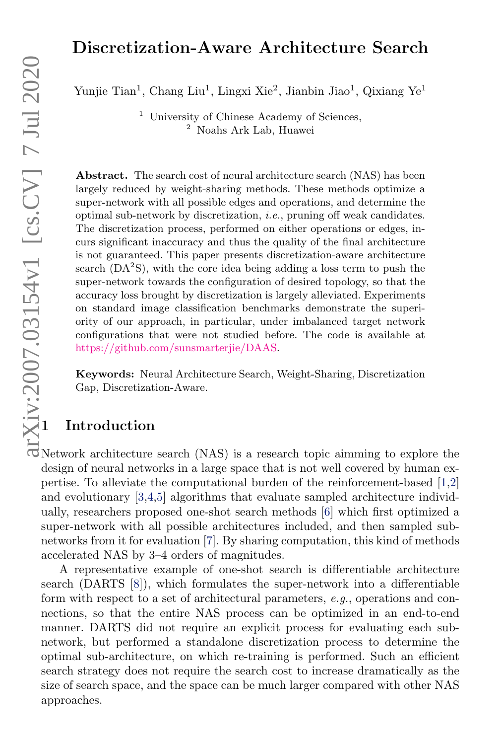# Discretization-Aware Architecture Search

Yunjie Tian[1], Chang Liu[1], Lingxi Xie[2], Jianbin Jiao[1], Qixiang Ye[1]

[1] University of Chinese Academy of Sciences,
[2] Noahs Ark Lab, Huawei

**Abstract.** The search cost of neural architecture search (NAS) has been largely reduced by weight-sharing methods. These methods optimize a super-network with all possible edges and operations, and determine the optimal sub-network by discretization, *i.e.*, pruning off weak candidates. The discretization process, performed on either operations or edges, incurs significant inaccuracy and thus the quality of the final architecture is not guaranteed. This paper presents discretization-aware architecture search (DA$^2$S), with the core idea being adding a loss term to push the super-network towards the configuration of desired topology, so that the accuracy loss brought by discretization is largely alleviated. Experiments on standard image classification benchmarks demonstrate the superiority of our approach, in particular, under imbalanced target network configurations that were not studied before. The code is available at https://github.com/sunsmarterjie/DAAS.

**Keywords:** Neural Architecture Search, Weight-Sharing, Discretization Gap, Discretization-Aware.

## 1 Introduction

Network architecture search (NAS) is a research topic aimming to explore the design of neural networks in a large space that is not well covered by human expertise. To alleviate the computational burden of the reinforcement-based [1,2] and evolutionary [3,4,5] algorithms that evaluate sampled architecture individually, researchers proposed one-shot search methods [6] which first optimized a super-network with all possible architectures included, and then sampled sub-networks from it for evaluation [7]. By sharing computation, this kind of methods accelerated NAS by 3–4 orders of magnitudes.

A representative example of one-shot search is differentiable architecture search (DARTS [8]), which formulates the super-network into a differentiable form with respect to a set of architectural parameters, *e.g.*, operations and connections, so that the entire NAS process can be optimized in an end-to-end manner. DARTS did not require an explicit process for evaluating each sub-network, but performed a standalone discretization process to determine the optimal sub-architecture, on which re-training is performed. Such an efficient search strategy does not require the search cost to increase dramatically as the size of search space, and the space can be much larger compared with other NAS approaches.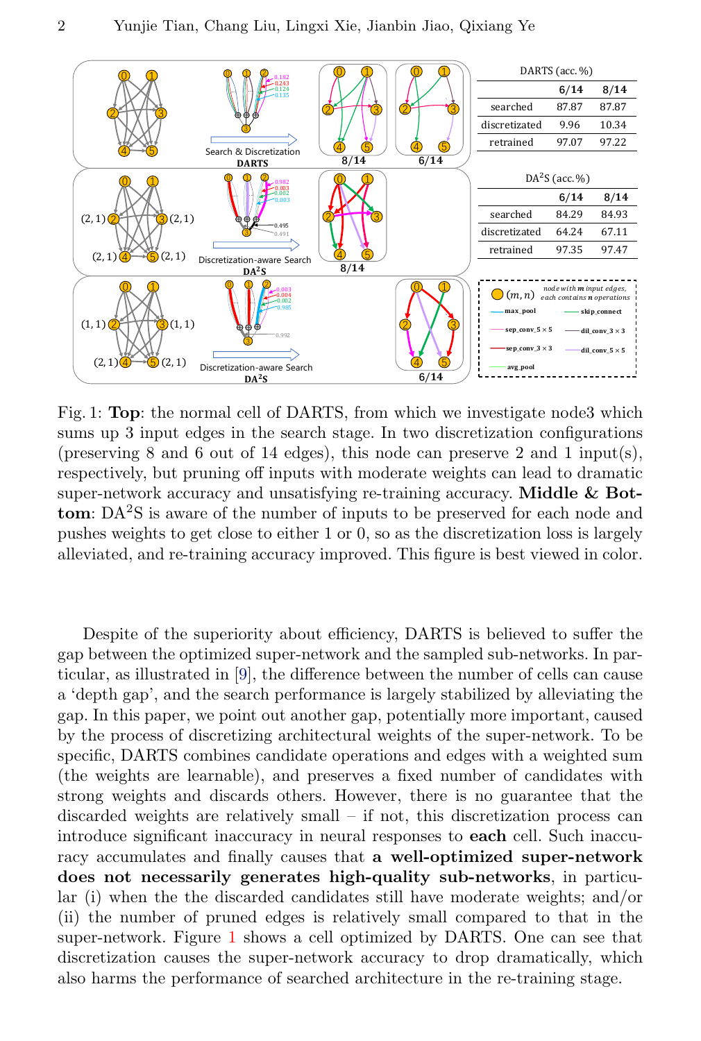| DARTS (acc. %) | 6/14 | 8/14 |
|---|---|---|
| searched | 87.87 | 87.87 |
| discretizated | 9.96 | 10.34 |
| retrained | 97.07 | 97.22 |

| DA$^2$S (acc.%) | 6/14 | 8/14 |
|---|---|---|
| searched | 84.29 | 84.93 |
| discretizated | 64.24 | 67.11 |
| retrained | 97.35 | 97.47 |

Fig. 1: **Top**: the normal cell of DARTS, from which we investigate node3 which sums up 3 input edges in the search stage. In two discretization configurations (preserving 8 and 6 out of 14 edges), this node can preserve 2 and 1 input(s), respectively, but pruning off inputs with moderate weights can lead to dramatic super-network accuracy and unsatisfying re-training accuracy. **Middle & Bottom**: DA$^2$S is aware of the number of inputs to be preserved for each node and pushes weights to get close to either 1 or 0, so as the discretization loss is largely alleviated, and re-training accuracy improved. This figure is best viewed in color.

Despite of the superiority about efficiency, DARTS is believed to suffer the gap between the optimized super-network and the sampled sub-networks. In particular, as illustrated in [9], the difference between the number of cells can cause a 'depth gap', and the search performance is largely stabilized by alleviating the gap. In this paper, we point out another gap, potentially more important, caused by the process of discretizing architectural weights of the super-network. To be specific, DARTS combines candidate operations and edges with a weighted sum (the weights are learnable), and preserves a fixed number of candidates with strong weights and discards others. However, there is no guarantee that the discarded weights are relatively small – if not, this discretization process can introduce significant inaccuracy in neural responses to **each** cell. Such inaccuracy accumulates and finally causes that **a well-optimized super-network does not necessarily generates high-quality sub-networks**, in particular (i) when the the discarded candidates still have moderate weights; and/or (ii) the number of pruned edges is relatively small compared to that in the super-network. Figure 1 shows a cell optimized by DARTS. One can see that discretization causes the super-network accuracy to drop dramatically, which also harms the performance of searched architecture in the re-training stage.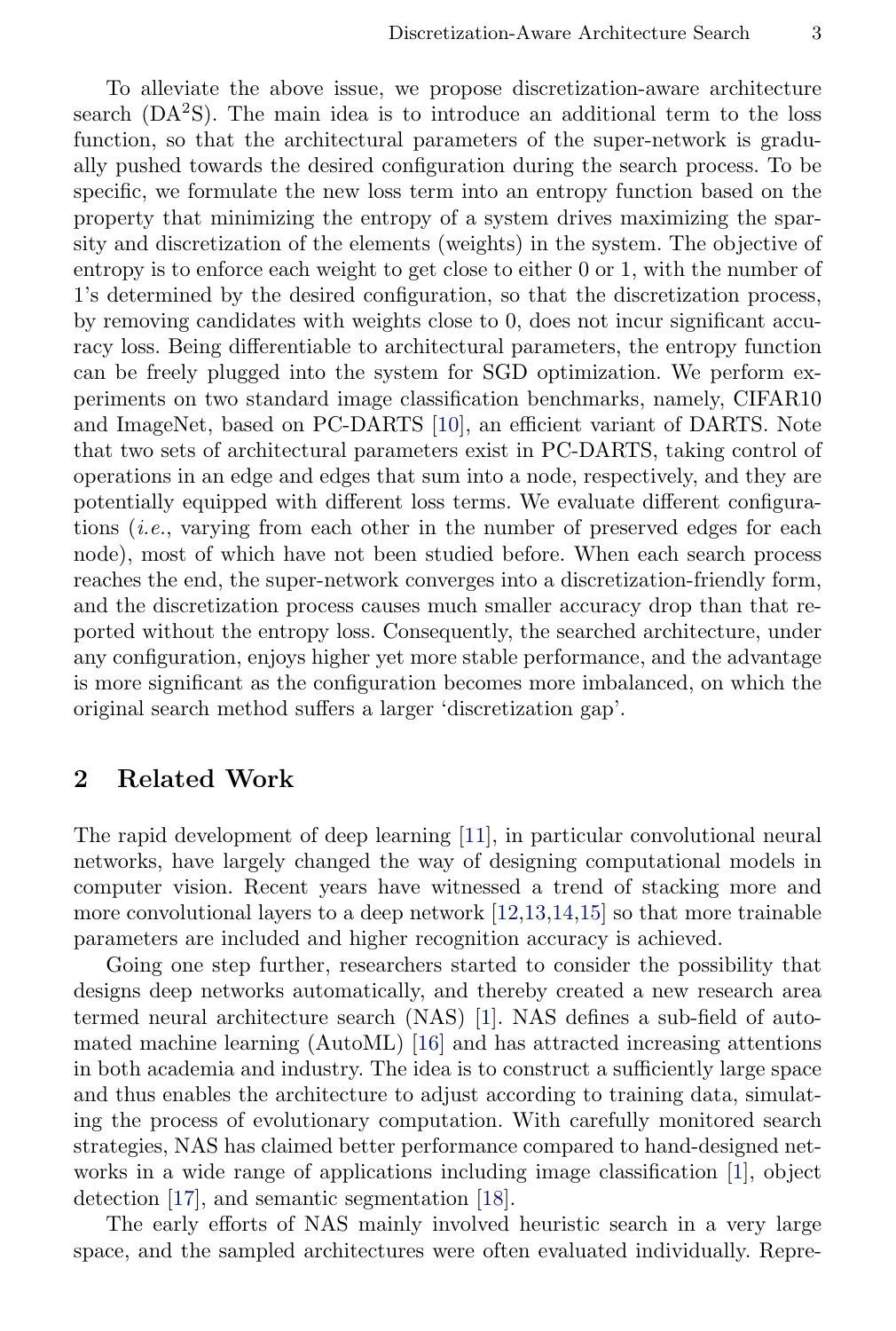To alleviate the above issue, we propose discretization-aware architecture search ($DA^2S$). The main idea is to introduce an additional term to the loss function, so that the architectural parameters of the super-network is gradually pushed towards the desired configuration during the search process. To be specific, we formulate the new loss term into an entropy function based on the property that minimizing the entropy of a system drives maximizing the sparsity and discretization of the elements (weights) in the system. The objective of entropy is to enforce each weight to get close to either 0 or 1, with the number of 1's determined by the desired configuration, so that the discretization process, by removing candidates with weights close to 0, does not incur significant accuracy loss. Being differentiable to architectural parameters, the entropy function can be freely plugged into the system for SGD optimization. We perform experiments on two standard image classification benchmarks, namely, CIFAR10 and ImageNet, based on PC-DARTS [10], an efficient variant of DARTS. Note that two sets of architectural parameters exist in PC-DARTS, taking control of operations in an edge and edges that sum into a node, respectively, and they are potentially equipped with different loss terms. We evaluate different configurations (*i.e.*, varying from each other in the number of preserved edges for each node), most of which have not been studied before. When each search process reaches the end, the super-network converges into a discretization-friendly form, and the discretization process causes much smaller accuracy drop than that reported without the entropy loss. Consequently, the searched architecture, under any configuration, enjoys higher yet more stable performance, and the advantage is more significant as the configuration becomes more imbalanced, on which the original search method suffers a larger 'discretization gap'.

## 2 Related Work

The rapid development of deep learning [11], in particular convolutional neural networks, have largely changed the way of designing computational models in computer vision. Recent years have witnessed a trend of stacking more and more convolutional layers to a deep network [12,13,14,15] so that more trainable parameters are included and higher recognition accuracy is achieved.

Going one step further, researchers started to consider the possibility that designs deep networks automatically, and thereby created a new research area termed neural architecture search (NAS) [1]. NAS defines a sub-field of automated machine learning (AutoML) [16] and has attracted increasing attentions in both academia and industry. The idea is to construct a sufficiently large space and thus enables the architecture to adjust according to training data, simulating the process of evolutionary computation. With carefully monitored search strategies, NAS has claimed better performance compared to hand-designed networks in a wide range of applications including image classification [1], object detection [17], and semantic segmentation [18].

The early efforts of NAS mainly involved heuristic search in a very large space, and the sampled architectures were often evaluated individually. Repre-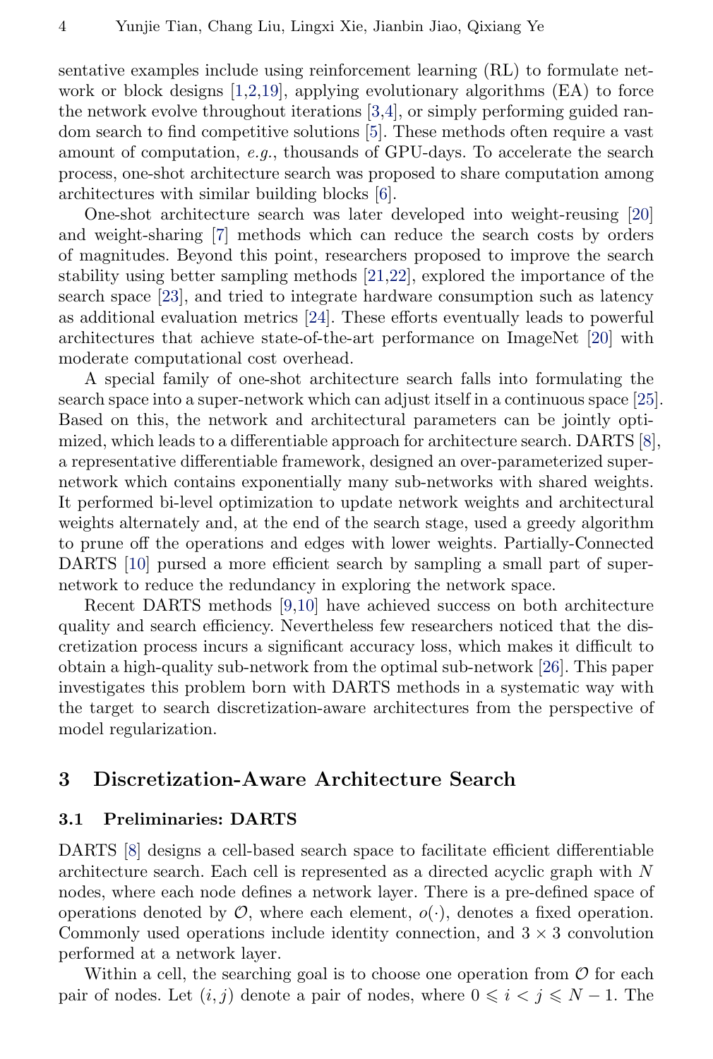sentative examples include using reinforcement learning (RL) to formulate network or block designs [1,2,19], applying evolutionary algorithms (EA) to force the network evolve throughout iterations [3,4], or simply performing guided random search to find competitive solutions [5]. These methods often require a vast amount of computation, *e.g.*, thousands of GPU-days. To accelerate the search process, one-shot architecture search was proposed to share computation among architectures with similar building blocks [6].

One-shot architecture search was later developed into weight-reusing [20] and weight-sharing [7] methods which can reduce the search costs by orders of magnitudes. Beyond this point, researchers proposed to improve the search stability using better sampling methods [21,22], explored the importance of the search space [23], and tried to integrate hardware consumption such as latency as additional evaluation metrics [24]. These efforts eventually leads to powerful architectures that achieve state-of-the-art performance on ImageNet [20] with moderate computational cost overhead.

A special family of one-shot architecture search falls into formulating the search space into a super-network which can adjust itself in a continuous space [25]. Based on this, the network and architectural parameters can be jointly optimized, which leads to a differentiable approach for architecture search. DARTS [8], a representative differentiable framework, designed an over-parameterized super-network which contains exponentially many sub-networks with shared weights. It performed bi-level optimization to update network weights and architectural weights alternately and, at the end of the search stage, used a greedy algorithm to prune off the operations and edges with lower weights. Partially-Connected DARTS [10] pursed a more efficient search by sampling a small part of super-network to reduce the redundancy in exploring the network space.

Recent DARTS methods [9,10] have achieved success on both architecture quality and search efficiency. Nevertheless few researchers noticed that the discretization process incurs a significant accuracy loss, which makes it difficult to obtain a high-quality sub-network from the optimal sub-network [26]. This paper investigates this problem born with DARTS methods in a systematic way with the target to search discretization-aware architectures from the perspective of model regularization.

## 3 Discretization-Aware Architecture Search

### 3.1 Preliminaries: DARTS

DARTS [8] designs a cell-based search space to facilitate efficient differentiable architecture search. Each cell is represented as a directed acyclic graph with $N$ nodes, where each node defines a network layer. There is a pre-defined space of operations denoted by $\mathcal{O}$, where each element, $o(\cdot)$, denotes a fixed operation. Commonly used operations include identity connection, and $3 \times 3$ convolution performed at a network layer.

Within a cell, the searching goal is to choose one operation from $\mathcal{O}$ for each pair of nodes. Let $(i, j)$ denote a pair of nodes, where $0 \leqslant i < j \leqslant N-1$. The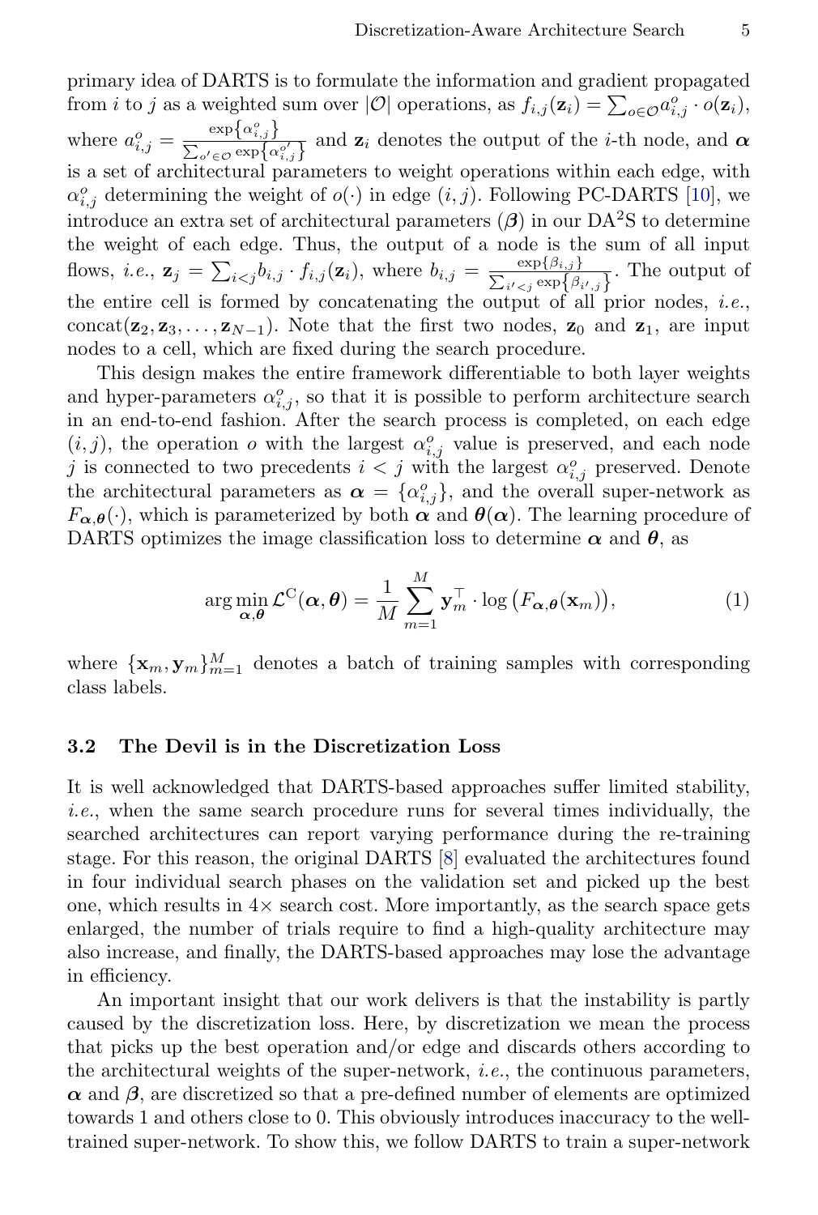primary idea of DARTS is to formulate the information and gradient propagated from $i$ to $j$ as a weighted sum over $|\mathcal{O}|$ operations, as $f_{i,j}(\mathbf{z}_i) = \sum_{o \in \mathcal{O}} a_{i,j}^o \cdot o(\mathbf{z}_i)$, where $a_{i,j}^o = \frac{\exp\{\alpha_{i,j}^o\}}{\sum_{o' \in \mathcal{O}} \exp\{\alpha_{i,j}^{o'}\}}$ and $\mathbf{z}_i$ denotes the output of the $i$-th node, and $\boldsymbol{\alpha}$ is a set of architectural parameters to weight operations within each edge, with $\alpha_{i,j}^o$ determining the weight of $o(\cdot)$ in edge $(i, j)$. Following PC-DARTS [10], we introduce an extra set of architectural parameters ($\boldsymbol{\beta}$) in our DA$^2$S to determine the weight of each edge. Thus, the output of a node is the sum of all input flows, *i.e.*, $\mathbf{z}_j = \sum_{i<j} b_{i,j} \cdot f_{i,j}(\mathbf{z}_i)$, where $b_{i,j} = \frac{\exp\{\beta_{i,j}\}}{\sum_{i'<j} \exp\{\beta_{i',j}\}}$. The output of the entire cell is formed by concatenating the output of all prior nodes, *i.e.*, $\mathrm{concat}(\mathbf{z}_2, \mathbf{z}_3, \ldots, \mathbf{z}_{N-1})$. Note that the first two nodes, $\mathbf{z}_0$ and $\mathbf{z}_1$, are input nodes to a cell, which are fixed during the search procedure.

This design makes the entire framework differentiable to both layer weights and hyper-parameters $\alpha_{i,j}^o$, so that it is possible to perform architecture search in an end-to-end fashion. After the search process is completed, on each edge $(i, j)$, the operation $o$ with the largest $\alpha_{i,j}^o$ value is preserved, and each node $j$ is connected to two precedents $i < j$ with the largest $\alpha_{i,j}^o$ preserved. Denote the architectural parameters as $\boldsymbol{\alpha} = \{\alpha_{i,j}^o\}$, and the overall super-network as $F_{\boldsymbol{\alpha},\boldsymbol{\theta}}(\cdot)$, which is parameterized by both $\boldsymbol{\alpha}$ and $\boldsymbol{\theta}(\boldsymbol{\alpha})$. The learning procedure of DARTS optimizes the image classification loss to determine $\boldsymbol{\alpha}$ and $\boldsymbol{\theta}$, as

$$\arg\min_{\boldsymbol{\alpha},\boldsymbol{\theta}} \mathcal{L}^{\mathrm{C}}(\boldsymbol{\alpha}, \boldsymbol{\theta}) = \frac{1}{M} \sum_{m=1}^{M} \mathbf{y}_m^\top \cdot \log\left(F_{\boldsymbol{\alpha},\boldsymbol{\theta}}(\mathbf{x}_m)\right), \tag{1}$$

where $\{\mathbf{x}_m, \mathbf{y}_m\}_{m=1}^M$ denotes a batch of training samples with corresponding class labels.

### 3.2 The Devil is in the Discretization Loss

It is well acknowledged that DARTS-based approaches suffer limited stability, *i.e.*, when the same search procedure runs for several times individually, the searched architectures can report varying performance during the re-training stage. For this reason, the original DARTS [8] evaluated the architectures found in four individual search phases on the validation set and picked up the best one, which results in 4× search cost. More importantly, as the search space gets enlarged, the number of trials require to find a high-quality architecture may also increase, and finally, the DARTS-based approaches may lose the advantage in efficiency.

An important insight that our work delivers is that the instability is partly caused by the discretization loss. Here, by discretization we mean the process that picks up the best operation and/or edge and discards others according to the architectural weights of the super-network, *i.e.*, the continuous parameters, $\boldsymbol{\alpha}$ and $\boldsymbol{\beta}$, are discretized so that a pre-defined number of elements are optimized towards 1 and others close to 0. This obviously introduces inaccuracy to the well-trained super-network. To show this, we follow DARTS to train a super-network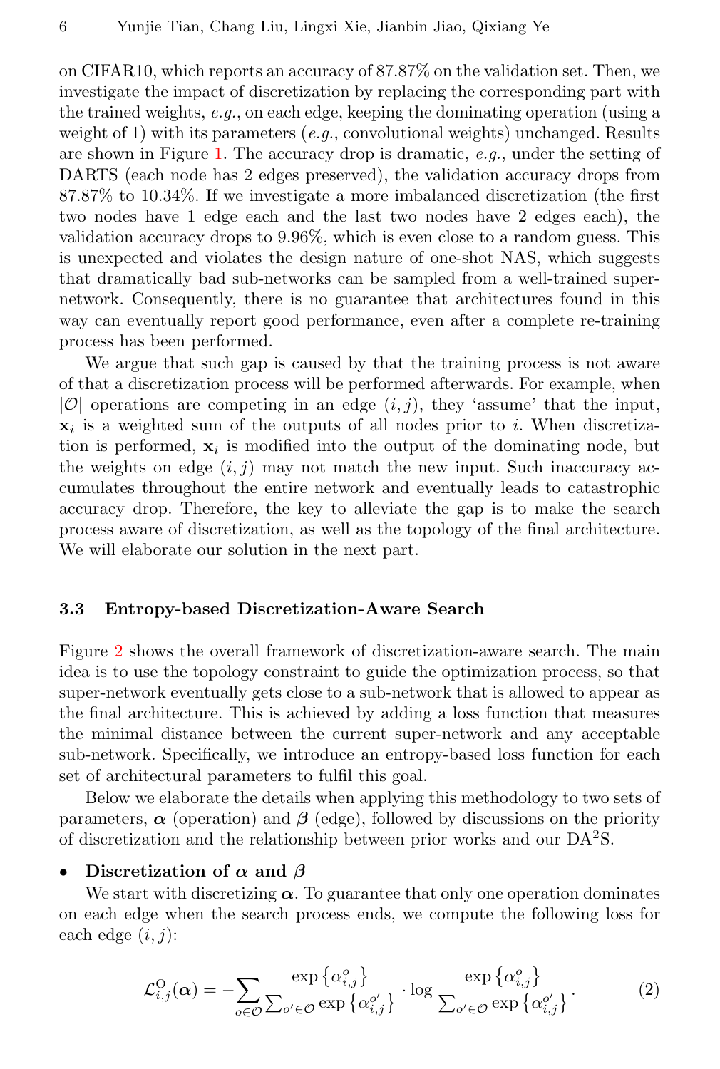on CIFAR10, which reports an accuracy of 87.87% on the validation set. Then, we investigate the impact of discretization by replacing the corresponding part with the trained weights, *e.g.*, on each edge, keeping the dominating operation (using a weight of 1) with its parameters (*e.g.*, convolutional weights) unchanged. Results are shown in Figure 1. The accuracy drop is dramatic, *e.g.*, under the setting of DARTS (each node has 2 edges preserved), the validation accuracy drops from 87.87% to 10.34%. If we investigate a more imbalanced discretization (the first two nodes have 1 edge each and the last two nodes have 2 edges each), the validation accuracy drops to 9.96%, which is even close to a random guess. This is unexpected and violates the design nature of one-shot NAS, which suggests that dramatically bad sub-networks can be sampled from a well-trained super-network. Consequently, there is no guarantee that architectures found in this way can eventually report good performance, even after a complete re-training process has been performed.

We argue that such gap is caused by that the training process is not aware of that a discretization process will be performed afterwards. For example, when $|\mathcal{O}|$ operations are competing in an edge $(i, j)$, they 'assume' that the input, $\mathbf{x}_i$ is a weighted sum of the outputs of all nodes prior to $i$. When discretization is performed, $\mathbf{x}_i$ is modified into the output of the dominating node, but the weights on edge $(i, j)$ may not match the new input. Such inaccuracy accumulates throughout the entire network and eventually leads to catastrophic accuracy drop. Therefore, the key to alleviate the gap is to make the search process aware of discretization, as well as the topology of the final architecture. We will elaborate our solution in the next part.

### 3.3 Entropy-based Discretization-Aware Search

Figure 2 shows the overall framework of discretization-aware search. The main idea is to use the topology constraint to guide the optimization process, so that super-network eventually gets close to a sub-network that is allowed to appear as the final architecture. This is achieved by adding a loss function that measures the minimal distance between the current super-network and any acceptable sub-network. Specifically, we introduce an entropy-based loss function for each set of architectural parameters to fulfil this goal.

Below we elaborate the details when applying this methodology to two sets of parameters, $\boldsymbol{\alpha}$ (operation) and $\boldsymbol{\beta}$ (edge), followed by discussions on the priority of discretization and the relationship between prior works and our DA$^2$S.

- **Discretization of $\boldsymbol{\alpha}$ and $\boldsymbol{\beta}$**

  We start with discretizing $\boldsymbol{\alpha}$. To guarantee that only one operation dominates on each edge when the search process ends, we compute the following loss for each edge $(i, j)$:

$$\mathcal{L}_{i,j}^{\mathrm{O}}(\boldsymbol{\alpha}) = -\sum_{o \in \mathcal{O}} \frac{\exp\left\{\alpha_{i,j}^{o}\right\}}{\sum_{o' \in \mathcal{O}} \exp\left\{\alpha_{i,j}^{o'}\right\}} \cdot \log \frac{\exp\left\{\alpha_{i,j}^{o}\right\}}{\sum_{o' \in \mathcal{O}} \exp\left\{\alpha_{i,j}^{o'}\right\}}. \tag{2}$$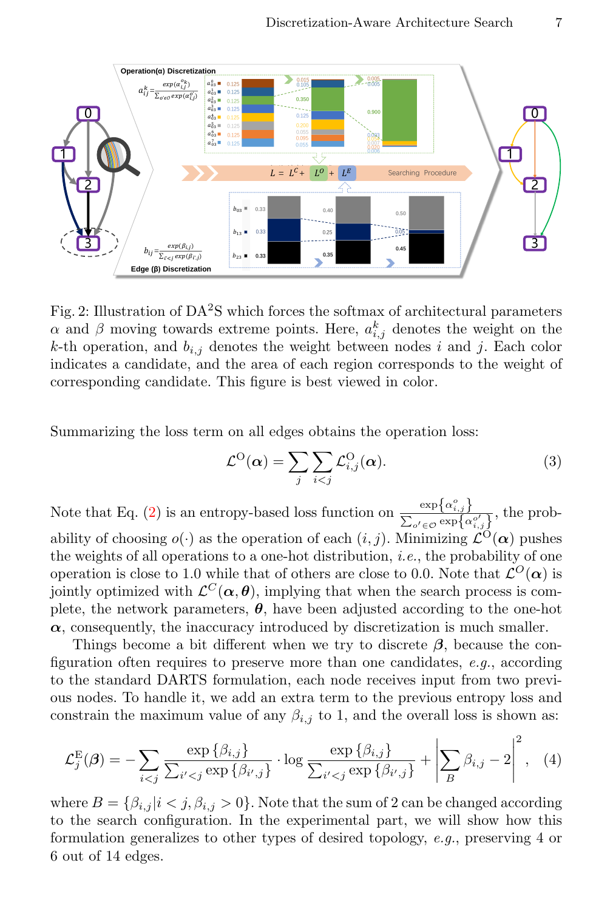Fig. 2: Illustration of DA$^2$S which forces the softmax of architectural parameters $\alpha$ and $\beta$ moving towards extreme points. Here, $a_{i,j}^k$ denotes the weight on the $k$-th operation, and $b_{i,j}$ denotes the weight between nodes $i$ and $j$. Each color indicates a candidate, and the area of each region corresponds to the weight of corresponding candidate. This figure is best viewed in color.

Summarizing the loss term on all edges obtains the operation loss:

$$\mathcal{L}^{\mathrm{O}}(\boldsymbol{\alpha}) = \sum_{j} \sum_{i<j} \mathcal{L}_{i,j}^{\mathrm{O}}(\boldsymbol{\alpha}). \tag{3}$$

Note that Eq. (2) is an entropy-based loss function on $\frac{\exp\{\alpha_{i,j}^{o}\}}{\sum_{o' \in \mathcal{O}} \exp\{\alpha_{i,j}^{o'}\}}$, the probability of choosing $o(\cdot)$ as the operation of each $(i,j)$. Minimizing $\mathcal{L}^{\mathrm{O}}(\boldsymbol{\alpha})$ pushes the weights of all operations to a one-hot distribution, *i.e.*, the probability of one operation is close to 1.0 while that of others are close to 0.0. Note that $\mathcal{L}^{O}(\boldsymbol{\alpha})$ is jointly optimized with $\mathcal{L}^{C}(\boldsymbol{\alpha}, \boldsymbol{\theta})$, implying that when the search process is complete, the network parameters, $\boldsymbol{\theta}$, have been adjusted according to the one-hot $\boldsymbol{\alpha}$, consequently, the inaccuracy introduced by discretization is much smaller.

Things become a bit different when we try to discrete $\boldsymbol{\beta}$, because the configuration often requires to preserve more than one candidates, *e.g.*, according to the standard DARTS formulation, each node receives input from two previous nodes. To handle it, we add an extra term to the previous entropy loss and constrain the maximum value of any $\beta_{i,j}$ to 1, and the overall loss is shown as:

$$\mathcal{L}_{j}^{\mathrm{E}}(\boldsymbol{\beta}) = -\sum_{i<j} \frac{\exp\{\beta_{i,j}\}}{\sum_{i'<j} \exp\{\beta_{i',j}\}} \cdot \log \frac{\exp\{\beta_{i,j}\}}{\sum_{i'<j} \exp\{\beta_{i',j}\}} + \left| \sum_{B} \beta_{i,j} - 2 \right|^{2}, \tag{4}$$

where $B = \{\beta_{i,j} | i < j, \beta_{i,j} > 0\}$. Note that the sum of 2 can be changed according to the search configuration. In the experimental part, we will show how this formulation generalizes to other types of desired topology, *e.g.*, preserving 4 or 6 out of 14 edges.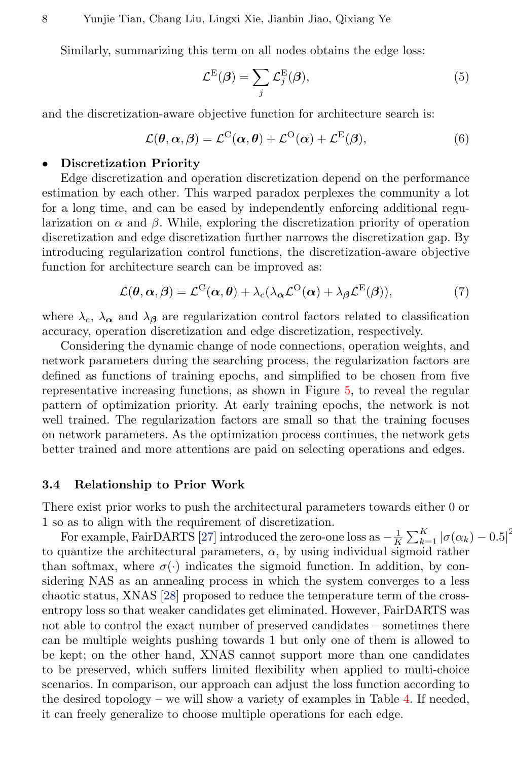Similarly, summarizing this term on all nodes obtains the edge loss:

$$\mathcal{L}^{\mathrm{E}}(\boldsymbol{\beta}) = \sum_{j} \mathcal{L}_j^{\mathrm{E}}(\boldsymbol{\beta}), \tag{5}$$

and the discretization-aware objective function for architecture search is:

$$\mathcal{L}(\boldsymbol{\theta}, \boldsymbol{\alpha}, \boldsymbol{\beta}) = \mathcal{L}^{\mathrm{C}}(\boldsymbol{\alpha}, \boldsymbol{\theta}) + \mathcal{L}^{\mathrm{O}}(\boldsymbol{\alpha}) + \mathcal{L}^{\mathrm{E}}(\boldsymbol{\beta}), \tag{6}$$

- **Discretization Priority**
  Edge discretization and operation discretization depend on the performance estimation by each other. This warped paradox perplexes the community a lot for a long time, and can be eased by independently enforcing additional regularization on $\alpha$ and $\beta$. While, exploring the discretization priority of operation discretization and edge discretization further narrows the discretization gap. By introducing regularization control functions, the discretization-aware objective function for architecture search can be improved as:

$$\mathcal{L}(\boldsymbol{\theta}, \boldsymbol{\alpha}, \boldsymbol{\beta}) = \mathcal{L}^{\mathrm{C}}(\boldsymbol{\alpha}, \boldsymbol{\theta}) + \lambda_c(\lambda_{\boldsymbol{\alpha}} \mathcal{L}^{\mathrm{O}}(\boldsymbol{\alpha}) + \lambda_{\boldsymbol{\beta}} \mathcal{L}^{\mathrm{E}}(\boldsymbol{\beta})), \tag{7}$$

where $\lambda_c$, $\lambda_{\boldsymbol{\alpha}}$ and $\lambda_{\boldsymbol{\beta}}$ are regularization control factors related to classification accuracy, operation discretization and edge discretization, respectively.

Considering the dynamic change of node connections, operation weights, and network parameters during the searching process, the regularization factors are defined as functions of training epochs, and simplified to be chosen from five representative increasing functions, as shown in Figure 5, to reveal the regular pattern of optimization priority. At early training epochs, the network is not well trained. The regularization factors are small so that the training focuses on network parameters. As the optimization process continues, the network gets better trained and more attentions are paid on selecting operations and edges.

### 3.4 Relationship to Prior Work

There exist prior works to push the architectural parameters towards either 0 or 1 so as to align with the requirement of discretization.

For example, FairDARTS [27] introduced the zero-one loss as $-\frac{1}{K}\sum_{k=1}^{K}|\sigma(\alpha_k) - 0.5|^2$ to quantize the architectural parameters, $\alpha$, by using individual sigmoid rather than softmax, where $\sigma(\cdot)$ indicates the sigmoid function. In addition, by considering NAS as an annealing process in which the system converges to a less chaotic status, XNAS [28] proposed to reduce the temperature term of the cross-entropy loss so that weaker candidates get eliminated. However, FairDARTS was not able to control the exact number of preserved candidates – sometimes there can be multiple weights pushing towards 1 but only one of them is allowed to be kept; on the other hand, XNAS cannot support more than one candidates to be preserved, which suffers limited flexibility when applied to multi-choice scenarios. In comparison, our approach can adjust the loss function according to the desired topology – we will show a variety of examples in Table 4. If needed, it can freely generalize to choose multiple operations for each edge.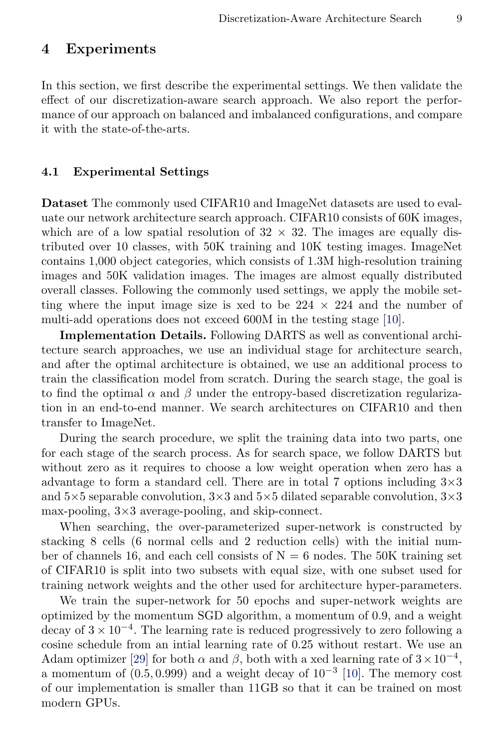## 4 Experiments

In this section, we first describe the experimental settings. We then validate the effect of our discretization-aware search approach. We also report the performance of our approach on balanced and imbalanced configurations, and compare it with the state-of-the-arts.

### 4.1 Experimental Settings

**Dataset** The commonly used CIFAR10 and ImageNet datasets are used to evaluate our network architecture search approach. CIFAR10 consists of 60K images, which are of a low spatial resolution of 32 × 32. The images are equally distributed over 10 classes, with 50K training and 10K testing images. ImageNet contains 1,000 object categories, which consists of 1.3M high-resolution training images and 50K validation images. The images are almost equally distributed overall classes. Following the commonly used settings, we apply the mobile setting where the input image size is xed to be 224 × 224 and the number of multi-add operations does not exceed 600M in the testing stage [10].

**Implementation Details.** Following DARTS as well as conventional architecture search approaches, we use an individual stage for architecture search, and after the optimal architecture is obtained, we use an additional process to train the classification model from scratch. During the search stage, the goal is to find the optimal $\alpha$ and $\beta$ under the entropy-based discretization regularization in an end-to-end manner. We search architectures on CIFAR10 and then transfer to ImageNet.

During the search procedure, we split the training data into two parts, one for each stage of the search process. As for search space, we follow DARTS but without zero as it requires to choose a low weight operation when zero has a advantage to form a standard cell. There are in total 7 options including 3×3 and 5×5 separable convolution, 3×3 and 5×5 dilated separable convolution, 3×3 max-pooling, 3×3 average-pooling, and skip-connect.

When searching, the over-parameterized super-network is constructed by stacking 8 cells (6 normal cells and 2 reduction cells) with the initial number of channels 16, and each cell consists of N = 6 nodes. The 50K training set of CIFAR10 is split into two subsets with equal size, with one subset used for training network weights and the other used for architecture hyper-parameters.

We train the super-network for 50 epochs and super-network weights are optimized by the momentum SGD algorithm, a momentum of 0.9, and a weight decay of $3 \times 10^{-4}$. The learning rate is reduced progressively to zero following a cosine schedule from an intial learning rate of 0.25 without restart. We use an Adam optimizer [29] for both $\alpha$ and $\beta$, both with a xed learning rate of $3 \times 10^{-4}$, a momentum of $(0.5, 0.999)$ and a weight decay of $10^{-3}$ [10]. The memory cost of our implementation is smaller than 11GB so that it can be trained on most modern GPUs.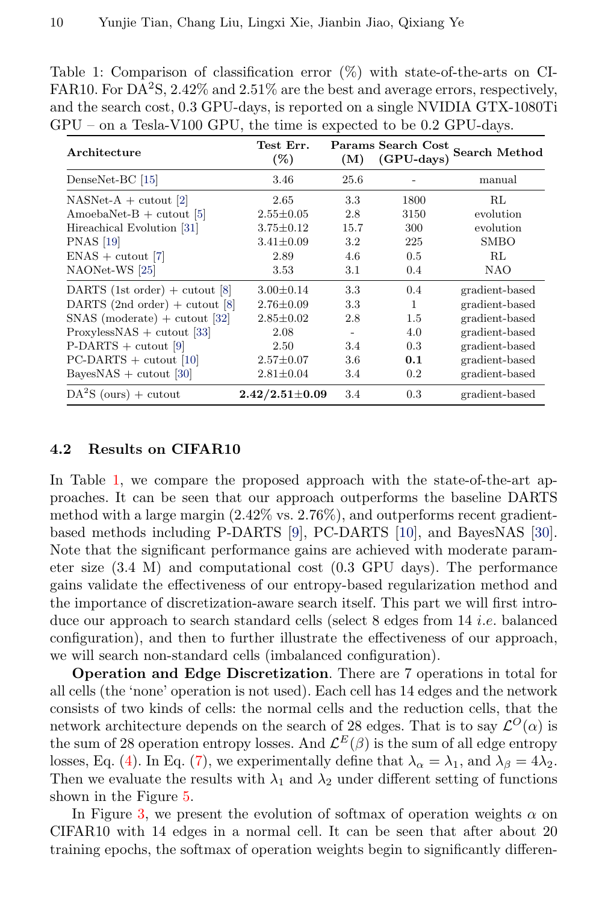Table 1: Comparison of classification error (%) with state-of-the-arts on CIFAR10. For DA$^2$S, 2.42% and 2.51% are the best and average errors, respectively, and the search cost, 0.3 GPU-days, is reported on a single NVIDIA GTX-1080Ti GPU – on a Tesla-V100 GPU, the time is expected to be 0.2 GPU-days.

| **Architecture** | **Test Err. (%)** | **Params (M)** | **Search Cost (GPU-days)** | **Search Method** |
|---|---|---|---|---|
| DenseNet-BC [15] | 3.46 | 25.6 | - | manual |
| NASNet-A + cutout [2] | 2.65 | 3.3 | 1800 | RL |
| AmoebaNet-B + cutout [5] | 2.55±0.05 | 2.8 | 3150 | evolution |
| Hireachical Evolution [31] | 3.75±0.12 | 15.7 | 300 | evolution |
| PNAS [19] | 3.41±0.09 | 3.2 | 225 | SMBO |
| ENAS + cutout [7] | 2.89 | 4.6 | 0.5 | RL |
| NAONet-WS [25] | 3.53 | 3.1 | 0.4 | NAO |
| DARTS (1st order) + cutout [8] | 3.00±0.14 | 3.3 | 0.4 | gradient-based |
| DARTS (2nd order) + cutout [8] | 2.76±0.09 | 3.3 | 1 | gradient-based |
| SNAS (moderate) + cutout [32] | 2.85±0.02 | 2.8 | 1.5 | gradient-based |
| ProxylessNAS + cutout [33] | 2.08 | - | 4.0 | gradient-based |
| P-DARTS + cutout [9] | 2.50 | 3.4 | 0.3 | gradient-based |
| PC-DARTS + cutout [10] | 2.57±0.07 | 3.6 | **0.1** | gradient-based |
| BayesNAS + cutout [30] | 2.81±0.04 | 3.4 | 0.2 | gradient-based |
| DA$^2$S (ours) + cutout | **2.42/2.51±0.09** | 3.4 | 0.3 | gradient-based |

### 4.2 Results on CIFAR10

In Table 1, we compare the proposed approach with the state-of-the-art approaches. It can be seen that our approach outperforms the baseline DARTS method with a large margin (2.42% vs. 2.76%), and outperforms recent gradient-based methods including P-DARTS [9], PC-DARTS [10], and BayesNAS [30]. Note that the significant performance gains are achieved with moderate parameter size (3.4 M) and computational cost (0.3 GPU days). The performance gains validate the effectiveness of our entropy-based regularization method and the importance of discretization-aware search itself. This part we will first introduce our approach to search standard cells (select 8 edges from 14 *i.e.* balanced configuration), and then to further illustrate the effectiveness of our approach, we will search non-standard cells (imbalanced configuration).

**Operation and Edge Discretization**. There are 7 operations in total for all cells (the 'none' operation is not used). Each cell has 14 edges and the network consists of two kinds of cells: the normal cells and the reduction cells, that the network architecture depends on the search of 28 edges. That is to say $\mathcal{L}^{O}(\alpha)$ is the sum of 28 operation entropy losses. And $\mathcal{L}^{E}(\beta)$ is the sum of all edge entropy losses, Eq. (4). In Eq. (7), we experimentally define that $\lambda_{\alpha} = \lambda_{1}$, and $\lambda_{\beta} = 4\lambda_{2}$. Then we evaluate the results with $\lambda_1$ and $\lambda_2$ under different setting of functions shown in the Figure 5.

In Figure 3, we present the evolution of softmax of operation weights $\alpha$ on CIFAR10 with 14 edges in a normal cell. It can be seen that after about 20 training epochs, the softmax of operation weights begin to significantly differen-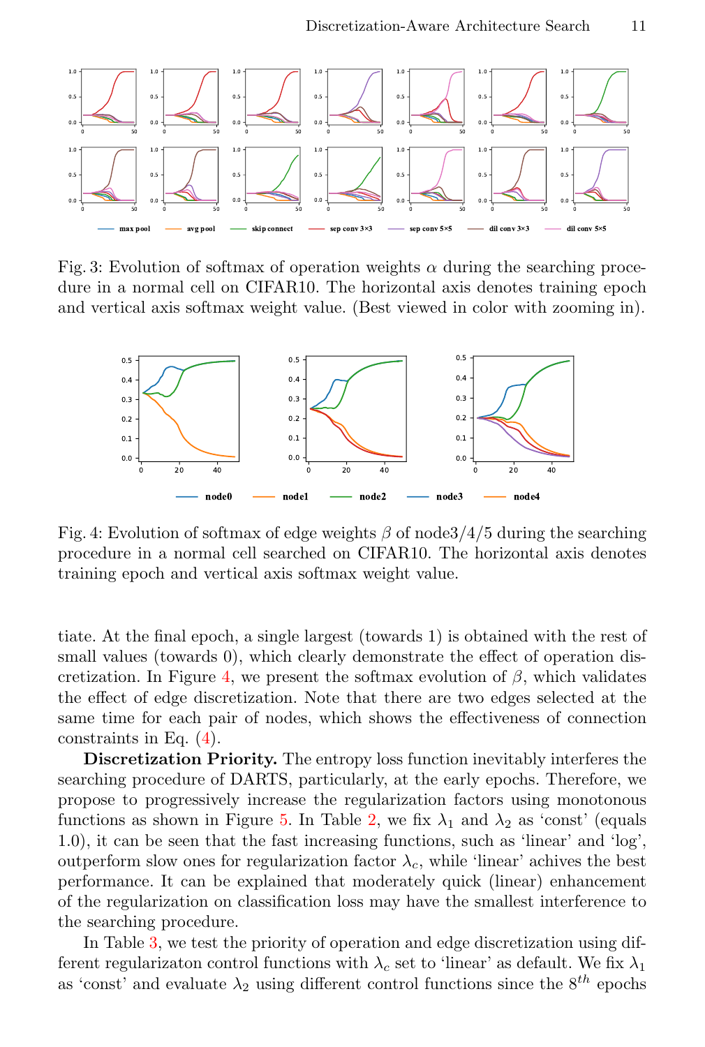Fig. 3: Evolution of softmax of operation weights $\alpha$ during the searching procedure in a normal cell on CIFAR10. The horizontal axis denotes training epoch and vertical axis softmax weight value. (Best viewed in color with zooming in).

Fig. 4: Evolution of softmax of edge weights $\beta$ of node3/4/5 during the searching procedure in a normal cell searched on CIFAR10. The horizontal axis denotes training epoch and vertical axis softmax weight value.

tiate. At the final epoch, a single largest (towards 1) is obtained with the rest of small values (towards 0), which clearly demonstrate the effect of operation discretization. In Figure 4, we present the softmax evolution of $\beta$, which validates the effect of edge discretization. Note that there are two edges selected at the same time for each pair of nodes, which shows the effectiveness of connection constraints in Eq. (4).

**Discretization Priority.** The entropy loss function inevitably interferes the searching procedure of DARTS, particularly, at the early epochs. Therefore, we propose to progressively increase the regularization factors using monotonous functions as shown in Figure 5. In Table 2, we fix $\lambda_1$ and $\lambda_2$ as 'const' (equals 1.0), it can be seen that the fast increasing functions, such as 'linear' and 'log', outperform slow ones for regularization factor $\lambda_c$, while 'linear' achives the best performance. It can be explained that moderately quick (linear) enhancement of the regularization on classification loss may have the smallest interference to the searching procedure.

In Table 3, we test the priority of operation and edge discretization using different regularizaton control functions with $\lambda_c$ set to 'linear' as default. We fix $\lambda_1$ as 'const' and evaluate $\lambda_2$ using different control functions since the $8^{th}$ epochs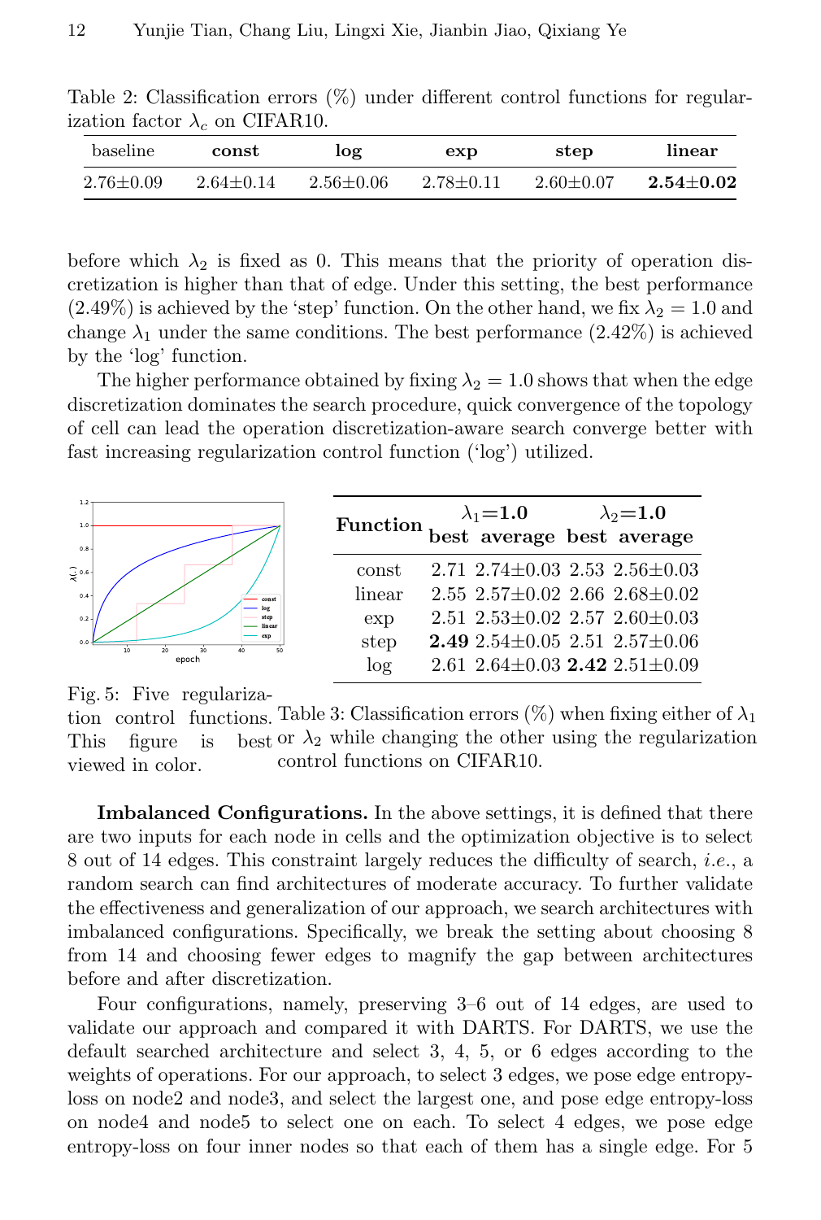Table 2: Classification errors (%) under different control functions for regularization factor $\lambda_c$ on CIFAR10.

| baseline | **const** | **log** | **exp** | **step** | **linear** |
|---|---|---|---|---|---|
| 2.76±0.09 | 2.64±0.14 | 2.56±0.06 | 2.78±0.11 | 2.60±0.07 | **2.54±0.02** |

before which $\lambda_2$ is fixed as 0. This means that the priority of operation discretization is higher than that of edge. Under this setting, the best performance (2.49%) is achieved by the 'step' function. On the other hand, we fix $\lambda_2 = 1.0$ and change $\lambda_1$ under the same conditions. The best performance (2.42%) is achieved by the 'log' function.

The higher performance obtained by fixing $\lambda_2 = 1.0$ shows that when the edge discretization dominates the search procedure, quick convergence of the topology of cell can lead the operation discretization-aware search converge better with fast increasing regularization control function ('log') utilized.

Fig. 5: Five regularization control functions. This figure is best viewed in color.

| **Function** | **$\lambda_1$=1.0** | | **$\lambda_2$=1.0** | |
|---|---|---|---|---|
| | **best** | **average** | **best** | **average** |
| const | 2.71 | 2.74±0.03 | 2.53 | 2.56±0.03 |
| linear | 2.55 | 2.57±0.02 | 2.66 | 2.68±0.02 |
| exp | 2.51 | 2.53±0.02 | 2.57 | 2.60±0.03 |
| step | **2.49** | 2.54±0.05 | 2.51 | 2.57±0.06 |
| log | 2.61 | 2.64±0.03 | **2.42** | 2.51±0.09 |

Table 3: Classification errors (%) when fixing either of $\lambda_1$ or $\lambda_2$ while changing the other using the regularization control functions on CIFAR10.

**Imbalanced Configurations.** In the above settings, it is defined that there are two inputs for each node in cells and the optimization objective is to select 8 out of 14 edges. This constraint largely reduces the difficulty of search, *i.e.*, a random search can find architectures of moderate accuracy. To further validate the effectiveness and generalization of our approach, we search architectures with imbalanced configurations. Specifically, we break the setting about choosing 8 from 14 and choosing fewer edges to magnify the gap between architectures before and after discretization.

Four configurations, namely, preserving 3–6 out of 14 edges, are used to validate our approach and compared it with DARTS. For DARTS, we use the default searched architecture and select 3, 4, 5, or 6 edges according to the weights of operations. For our approach, to select 3 edges, we pose edge entropy-loss on node2 and node3, and select the largest one, and pose edge entropy-loss on node4 and node5 to select one on each. To select 4 edges, we pose edge entropy-loss on four inner nodes so that each of them has a single edge. For 5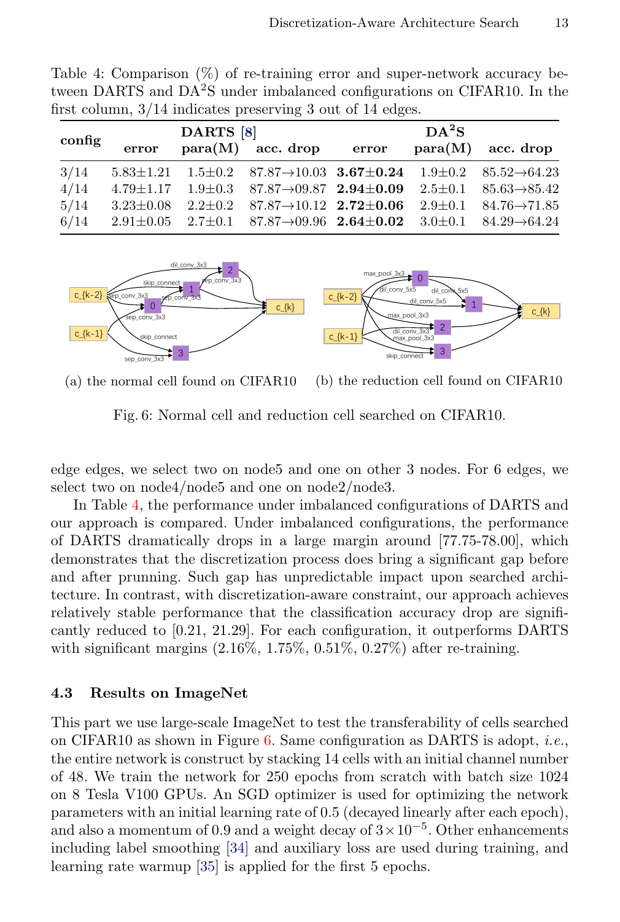Table 4: Comparison (%) of re-training error and super-network accuracy between DARTS and DA$^2$S under imbalanced configurations on CIFAR10. In the first column, 3/14 indicates preserving 3 out of 14 edges.

| config | DARTS [8] | | | DA$^2$S | | |
|---|---|---|---|---|---|---|
| | error | para(M) | acc. drop | error | para(M) | acc. drop |
| 3/14 | 5.83±1.21 | 1.5±0.2 | 87.87→10.03 | **3.67±0.24** | 1.9±0.2 | 85.52→64.23 |
| 4/14 | 4.79±1.17 | 1.9±0.3 | 87.87→09.87 | **2.94±0.09** | 2.5±0.1 | 85.63→85.42 |
| 5/14 | 3.23±0.08 | 2.2±0.2 | 87.87→10.12 | **2.72±0.06** | 2.9±0.1 | 84.76→71.85 |
| 6/14 | 2.91±0.05 | 2.7±0.1 | 87.87→09.96 | **2.64±0.02** | 3.0±0.1 | 84.29→64.24 |

(a) the normal cell found on CIFAR10 (b) the reduction cell found on CIFAR10

Fig. 6: Normal cell and reduction cell searched on CIFAR10.

edge edges, we select two on node5 and one on other 3 nodes. For 6 edges, we select two on node4/node5 and one on node2/node3.

In Table 4, the performance under imbalanced configurations of DARTS and our approach is compared. Under imbalanced configurations, the performance of DARTS dramatically drops in a large margin around [77.75-78.00], which demonstrates that the discretization process does bring a significant gap before and after pruning. Such gap has unpredictable impact upon searched architecture. In contrast, with discretization-aware constraint, our approach achieves relatively stable performance that the classification accuracy drop are significantly reduced to [0.21, 21.29]. For each configuration, it outperforms DARTS with significant margins (2.16%, 1.75%, 0.51%, 0.27%) after re-training.

### 4.3 Results on ImageNet

This part we use large-scale ImageNet to test the transferability of cells searched on CIFAR10 as shown in Figure 6. Same configuration as DARTS is adopt, *i.e.*, the entire network is construct by stacking 14 cells with an initial channel number of 48. We train the network for 250 epochs from scratch with batch size 1024 on 8 Tesla V100 GPUs. An SGD optimizer is used for optimizing the network parameters with an initial learning rate of 0.5 (decayed linearly after each epoch), and also a momentum of 0.9 and a weight decay of $3\times10^{-5}$. Other enhancements including label smoothing [34] and auxiliary loss are used during training, and learning rate warmup [35] is applied for the first 5 epochs.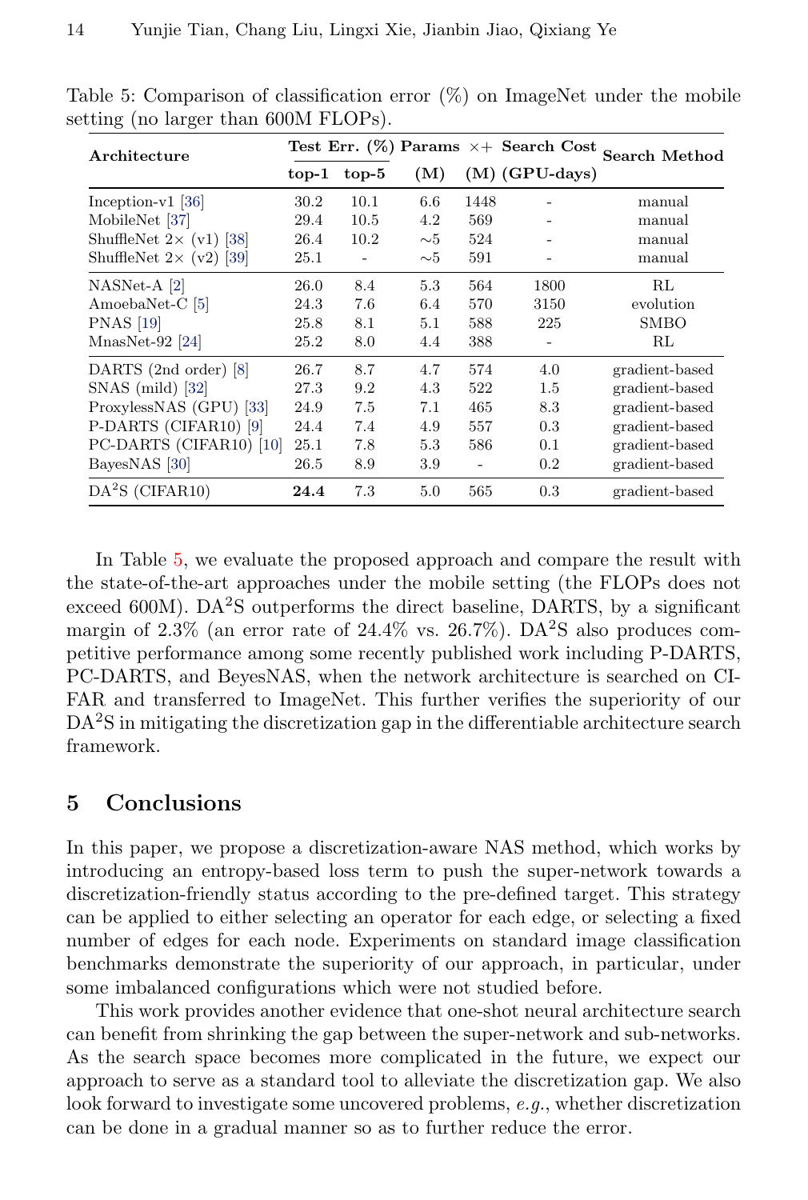Table 5: Comparison of classification error (%) on ImageNet under the mobile setting (no larger than 600M FLOPs).

| Architecture | Test Err. (%) | | Params | ×+ | Search Cost | Search Method |
|---|---|---|---|---|---|---|
| | top-1 | top-5 | (M) | (M) | (GPU-days) | |
| Inception-v1 [36] | 30.2 | 10.1 | 6.6 | 1448 | - | manual |
| MobileNet [37] | 29.4 | 10.5 | 4.2 | 569 | - | manual |
| ShuffleNet 2× (v1) [38] | 26.4 | 10.2 | ∼5 | 524 | - | manual |
| ShuffleNet 2× (v2) [39] | 25.1 | - | ∼5 | 591 | - | manual |
| NASNet-A [2] | 26.0 | 8.4 | 5.3 | 564 | 1800 | RL |
| AmoebaNet-C [5] | 24.3 | 7.6 | 6.4 | 570 | 3150 | evolution |
| PNAS [19] | 25.8 | 8.1 | 5.1 | 588 | 225 | SMBO |
| MnasNet-92 [24] | 25.2 | 8.0 | 4.4 | 388 | - | RL |
| DARTS (2nd order) [8] | 26.7 | 8.7 | 4.7 | 574 | 4.0 | gradient-based |
| SNAS (mild) [32] | 27.3 | 9.2 | 4.3 | 522 | 1.5 | gradient-based |
| ProxylessNAS (GPU) [33] | 24.9 | 7.5 | 7.1 | 465 | 8.3 | gradient-based |
| P-DARTS (CIFAR10) [9] | 24.4 | 7.4 | 4.9 | 557 | 0.3 | gradient-based |
| PC-DARTS (CIFAR10) [10] | 25.1 | 7.8 | 5.3 | 586 | 0.1 | gradient-based |
| BayesNAS [30] | 26.5 | 8.9 | 3.9 | - | 0.2 | gradient-based |
| DA$^2$S (CIFAR10) | **24.4** | 7.3 | 5.0 | 565 | 0.3 | gradient-based |

In Table 5, we evaluate the proposed approach and compare the result with the state-of-the-art approaches under the mobile setting (the FLOPs does not exceed 600M). DA$^2$S outperforms the direct baseline, DARTS, by a significant margin of 2.3% (an error rate of 24.4% vs. 26.7%). DA$^2$S also produces competitive performance among some recently published work including P-DARTS, PC-DARTS, and BeyesNAS, when the network architecture is searched on CIFAR and transferred to ImageNet. This further verifies the superiority of our DA$^2$S in mitigating the discretization gap in the differentiable architecture search framework.

## 5 Conclusions

In this paper, we propose a discretization-aware NAS method, which works by introducing an entropy-based loss term to push the super-network towards a discretization-friendly status according to the pre-defined target. This strategy can be applied to either selecting an operator for each edge, or selecting a fixed number of edges for each node. Experiments on standard image classification benchmarks demonstrate the superiority of our approach, in particular, under some imbalanced configurations which were not studied before.

This work provides another evidence that one-shot neural architecture search can benefit from shrinking the gap between the super-network and sub-networks. As the search space becomes more complicated in the future, we expect our approach to serve as a standard tool to alleviate the discretization gap. We also look forward to investigate some uncovered problems, *e.g.*, whether discretization can be done in a gradual manner so as to further reduce the error.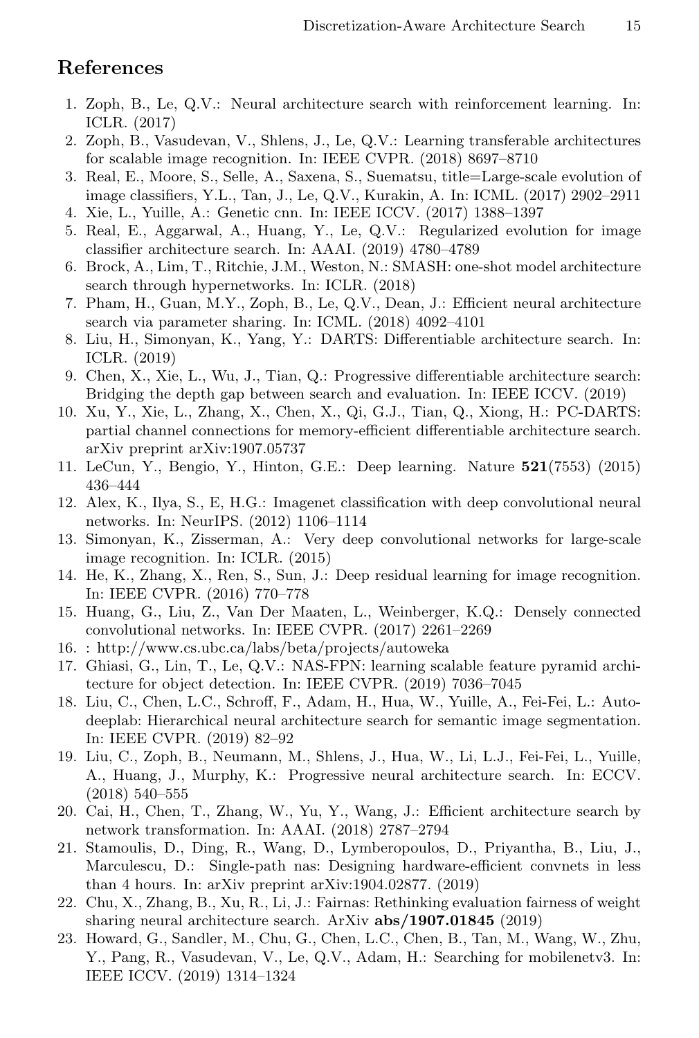## References

1. Zoph, B., Le, Q.V.: Neural architecture search with reinforcement learning. In: ICLR. (2017)
2. Zoph, B., Vasudevan, V., Shlens, J., Le, Q.V.: Learning transferable architectures for scalable image recognition. In: IEEE CVPR. (2018) 8697–8710
3. Real, E., Moore, S., Selle, A., Saxena, S., Suematsu, title=Large-scale evolution of image classifiers, Y.L., Tan, J., Le, Q.V., Kurakin, A. In: ICML. (2017) 2902–2911
4. Xie, L., Yuille, A.: Genetic cnn. In: IEEE ICCV. (2017) 1388–1397
5. Real, E., Aggarwal, A., Huang, Y., Le, Q.V.: Regularized evolution for image classifier architecture search. In: AAAI. (2019) 4780–4789
6. Brock, A., Lim, T., Ritchie, J.M., Weston, N.: SMASH: one-shot model architecture search through hypernetworks. In: ICLR. (2018)
7. Pham, H., Guan, M.Y., Zoph, B., Le, Q.V., Dean, J.: Efficient neural architecture search via parameter sharing. In: ICML. (2018) 4092–4101
8. Liu, H., Simonyan, K., Yang, Y.: DARTS: Differentiable architecture search. In: ICLR. (2019)
9. Chen, X., Xie, L., Wu, J., Tian, Q.: Progressive differentiable architecture search: Bridging the depth gap between search and evaluation. In: IEEE ICCV. (2019)
10. Xu, Y., Xie, L., Zhang, X., Chen, X., Qi, G.J., Tian, Q., Xiong, H.: PC-DARTS: partial channel connections for memory-efficient differentiable architecture search. arXiv preprint arXiv:1907.05737
11. LeCun, Y., Bengio, Y., Hinton, G.E.: Deep learning. Nature **521**(7553) (2015) 436–444
12. Alex, K., Ilya, S., E, H.G.: Imagenet classification with deep convolutional neural networks. In: NeurIPS. (2012) 1106–1114
13. Simonyan, K., Zisserman, A.: Very deep convolutional networks for large-scale image recognition. In: ICLR. (2015)
14. He, K., Zhang, X., Ren, S., Sun, J.: Deep residual learning for image recognition. In: IEEE CVPR. (2016) 770–778
15. Huang, G., Liu, Z., Van Der Maaten, L., Weinberger, K.Q.: Densely connected convolutional networks. In: IEEE CVPR. (2017) 2261–2269
16. : http://www.cs.ubc.ca/labs/beta/projects/autoweka
17. Ghiasi, G., Lin, T., Le, Q.V.: NAS-FPN: learning scalable feature pyramid architecture for object detection. In: IEEE CVPR. (2019) 7036–7045
18. Liu, C., Chen, L.C., Schroff, F., Adam, H., Hua, W., Yuille, A., Fei-Fei, L.: Auto-deeplab: Hierarchical neural architecture search for semantic image segmentation. In: IEEE CVPR. (2019) 82–92
19. Liu, C., Zoph, B., Neumann, M., Shlens, J., Hua, W., Li, L.J., Fei-Fei, L., Yuille, A., Huang, J., Murphy, K.: Progressive neural architecture search. In: ECCV. (2018) 540–555
20. Cai, H., Chen, T., Zhang, W., Yu, Y., Wang, J.: Efficient architecture search by network transformation. In: AAAI. (2018) 2787–2794
21. Stamoulis, D., Ding, R., Wang, D., Lymberopoulos, D., Priyantha, B., Liu, J., Marculescu, D.: Single-path nas: Designing hardware-efficient convnets in less than 4 hours. In: arXiv preprint arXiv:1904.02877. (2019)
22. Chu, X., Zhang, B., Xu, R., Li, J.: Fairnas: Rethinking evaluation fairness of weight sharing neural architecture search. ArXiv **abs/1907.01845** (2019)
23. Howard, G., Sandler, M., Chu, G., Chen, L.C., Chen, B., Tan, M., Wang, W., Zhu, Y., Pang, R., Vasudevan, V., Le, Q.V., Adam, H.: Searching for mobilenetv3. In: IEEE ICCV. (2019) 1314–1324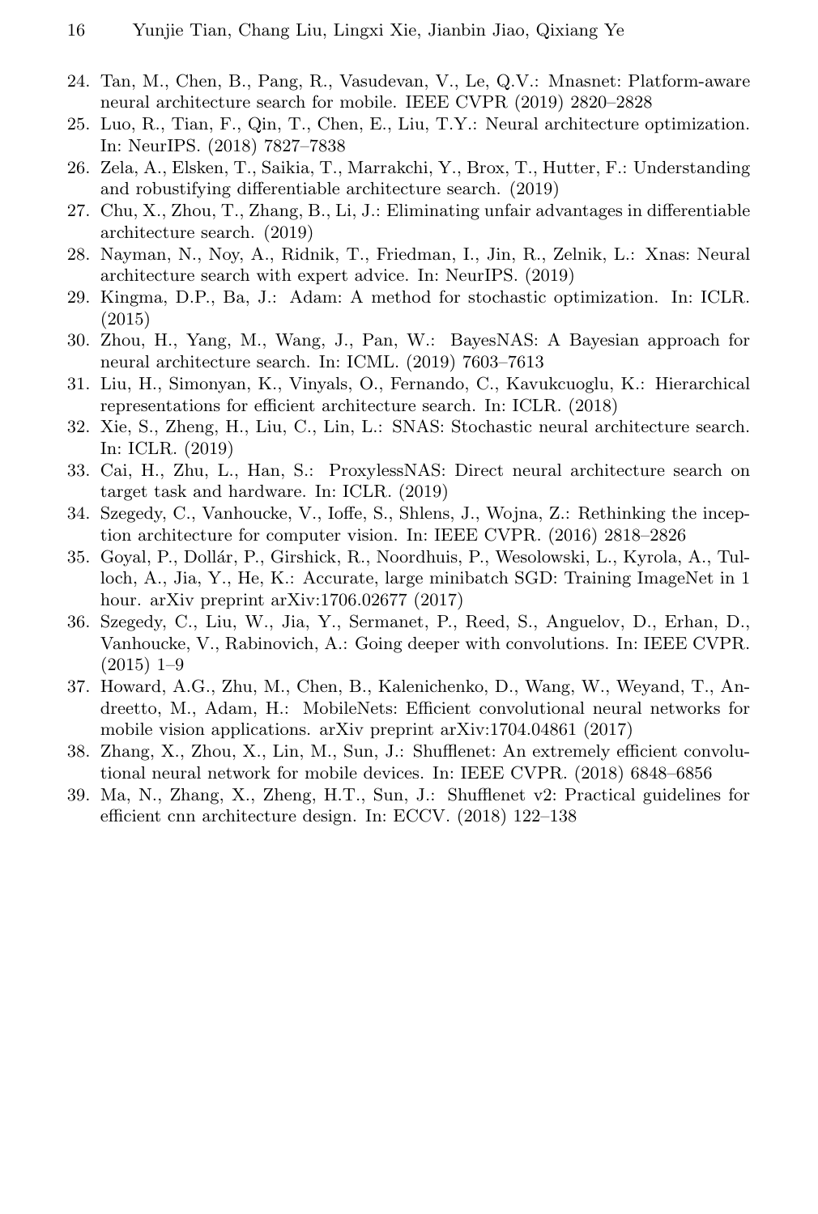24. Tan, M., Chen, B., Pang, R., Vasudevan, V., Le, Q.V.: Mnasnet: Platform-aware neural architecture search for mobile. IEEE CVPR (2019) 2820–2828
25. Luo, R., Tian, F., Qin, T., Chen, E., Liu, T.Y.: Neural architecture optimization. In: NeurIPS. (2018) 7827–7838
26. Zela, A., Elsken, T., Saikia, T., Marrakchi, Y., Brox, T., Hutter, F.: Understanding and robustifying differentiable architecture search. (2019)
27. Chu, X., Zhou, T., Zhang, B., Li, J.: Eliminating unfair advantages in differentiable architecture search. (2019)
28. Nayman, N., Noy, A., Ridnik, T., Friedman, I., Jin, R., Zelnik, L.: Xnas: Neural architecture search with expert advice. In: NeurIPS. (2019)
29. Kingma, D.P., Ba, J.: Adam: A method for stochastic optimization. In: ICLR. (2015)
30. Zhou, H., Yang, M., Wang, J., Pan, W.: BayesNAS: A Bayesian approach for neural architecture search. In: ICML. (2019) 7603–7613
31. Liu, H., Simonyan, K., Vinyals, O., Fernando, C., Kavukcuoglu, K.: Hierarchical representations for efficient architecture search. In: ICLR. (2018)
32. Xie, S., Zheng, H., Liu, C., Lin, L.: SNAS: Stochastic neural architecture search. In: ICLR. (2019)
33. Cai, H., Zhu, L., Han, S.: ProxylessNAS: Direct neural architecture search on target task and hardware. In: ICLR. (2019)
34. Szegedy, C., Vanhoucke, V., Ioffe, S., Shlens, J., Wojna, Z.: Rethinking the inception architecture for computer vision. In: IEEE CVPR. (2016) 2818–2826
35. Goyal, P., Dollár, P., Girshick, R., Noordhuis, P., Wesolowski, L., Kyrola, A., Tulloch, A., Jia, Y., He, K.: Accurate, large minibatch SGD: Training ImageNet in 1 hour. arXiv preprint arXiv:1706.02677 (2017)
36. Szegedy, C., Liu, W., Jia, Y., Sermanet, P., Reed, S., Anguelov, D., Erhan, D., Vanhoucke, V., Rabinovich, A.: Going deeper with convolutions. In: IEEE CVPR. (2015) 1–9
37. Howard, A.G., Zhu, M., Chen, B., Kalenichenko, D., Wang, W., Weyand, T., Andreetto, M., Adam, H.: MobileNets: Efficient convolutional neural networks for mobile vision applications. arXiv preprint arXiv:1704.04861 (2017)
38. Zhang, X., Zhou, X., Lin, M., Sun, J.: Shufflenet: An extremely efficient convolutional neural network for mobile devices. In: IEEE CVPR. (2018) 6848–6856
39. Ma, N., Zhang, X., Zheng, H.T., Sun, J.: Shufflenet v2: Practical guidelines for efficient cnn architecture design. In: ECCV. (2018) 122–138